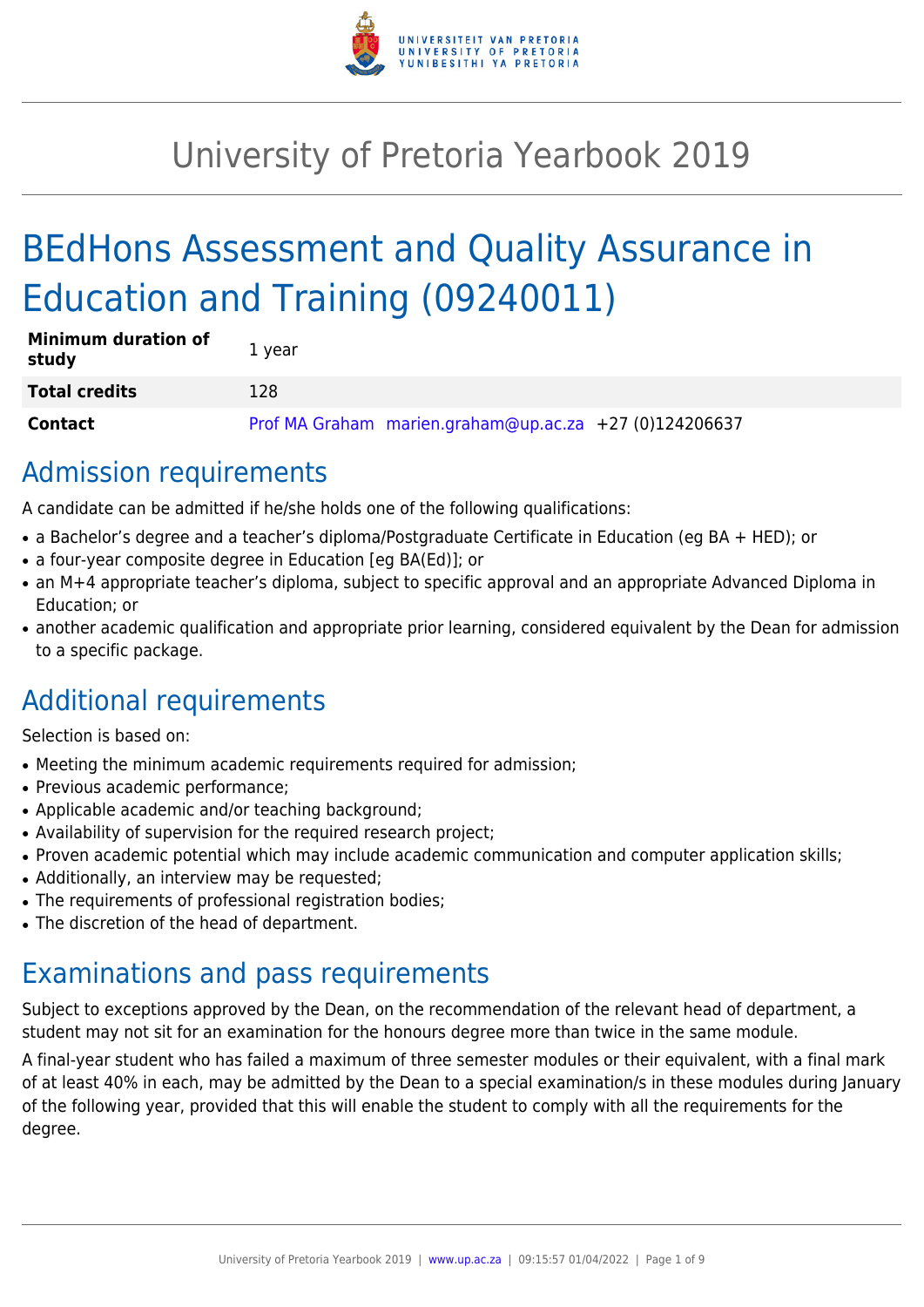# University of Pretoria Yearbook 2019

## BEdHons Assessment and Quality Assurance in Education and Training (09240011)

| | |
|---|---|
| **Minimum duration of study** | 1 year |
| **Total credits** | 128 |
| **Contact** | Prof MA Graham marien.graham@up.ac.za +27 (0)124206637 |

## Admission requirements

A candidate can be admitted if he/she holds one of the following qualifications:

- a Bachelor's degree and a teacher's diploma/Postgraduate Certificate in Education (eg BA + HED); or
- a four-year composite degree in Education [eg BA(Ed)]; or
- an M+4 appropriate teacher's diploma, subject to specific approval and an appropriate Advanced Diploma in Education; or
- another academic qualification and appropriate prior learning, considered equivalent by the Dean for admission to a specific package.

## Additional requirements

Selection is based on:

- Meeting the minimum academic requirements required for admission;
- Previous academic performance;
- Applicable academic and/or teaching background;
- Availability of supervision for the required research project;
- Proven academic potential which may include academic communication and computer application skills;
- Additionally, an interview may be requested;
- The requirements of professional registration bodies;
- The discretion of the head of department.

## Examinations and pass requirements

Subject to exceptions approved by the Dean, on the recommendation of the relevant head of department, a student may not sit for an examination for the honours degree more than twice in the same module.

A final-year student who has failed a maximum of three semester modules or their equivalent, with a final mark of at least 40% in each, may be admitted by the Dean to a special examination/s in these modules during January of the following year, provided that this will enable the student to comply with all the requirements for the degree.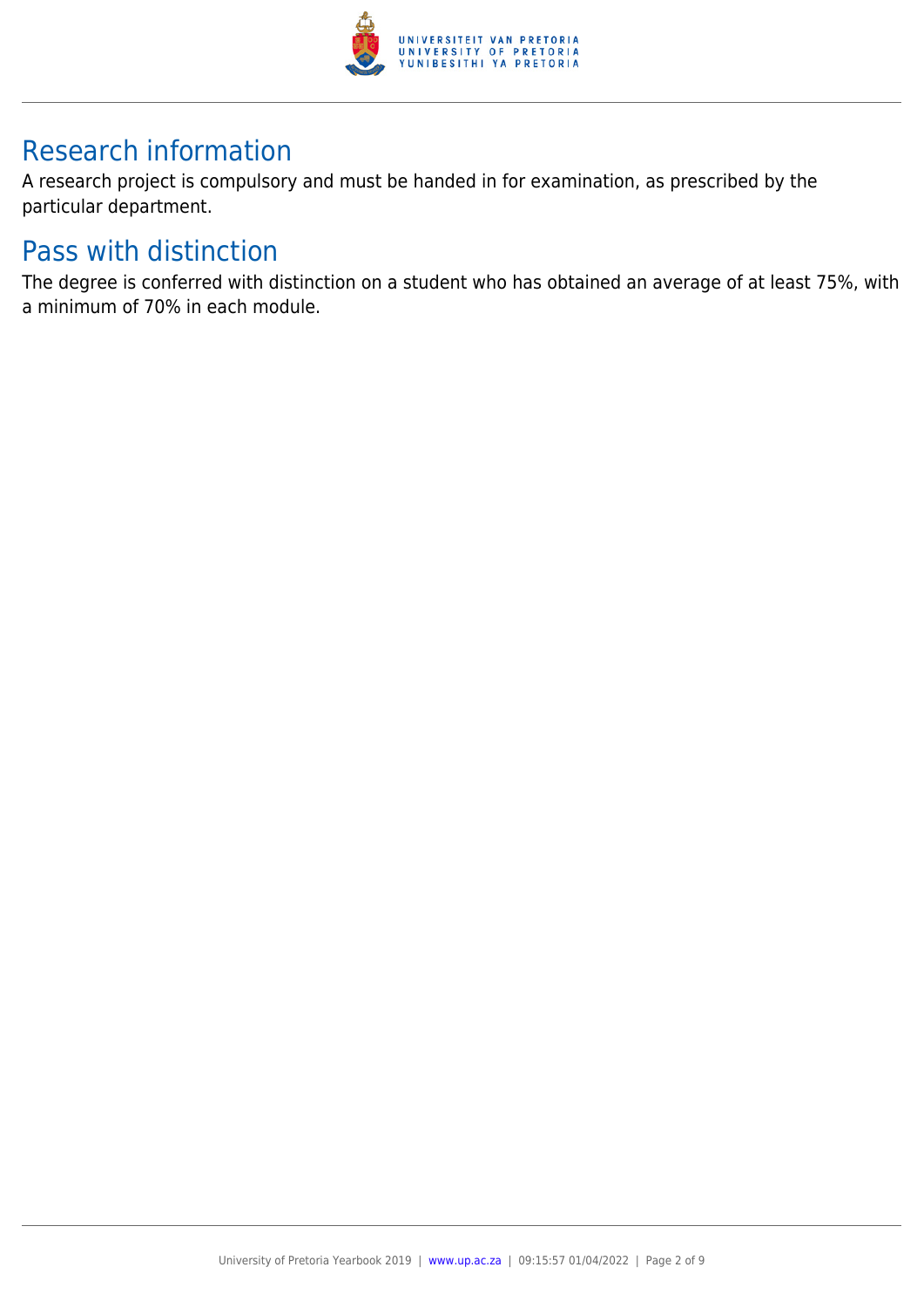## Research information

A research project is compulsory and must be handed in for examination, as prescribed by the particular department.

## Pass with distinction

The degree is conferred with distinction on a student who has obtained an average of at least 75%, with a minimum of 70% in each module.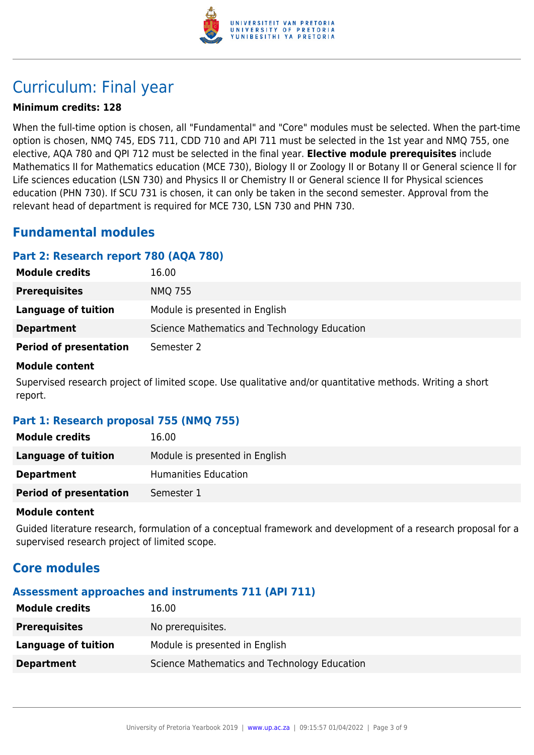# Curriculum: Final year

**Minimum credits: 128**

When the full-time option is chosen, all "Fundamental" and "Core" modules must be selected. When the part-time option is chosen, NMQ 745, EDS 711, CDD 710 and API 711 must be selected in the 1st year and NMQ 755, one elective, AQA 780 and QPI 712 must be selected in the final year. **Elective module prerequisites** include Mathematics II for Mathematics education (MCE 730), Biology II or Zoology II or Botany II or General science ll for Life sciences education (LSN 730) and Physics II or Chemistry II or General science II for Physical sciences education (PHN 730). If SCU 731 is chosen, it can only be taken in the second semester. Approval from the relevant head of department is required for MCE 730, LSN 730 and PHN 730.

## Fundamental modules

### Part 2: Research report 780 (AQA 780)

| | |
|---|---|
| **Module credits** | 16.00 |
| **Prerequisites** | NMQ 755 |
| **Language of tuition** | Module is presented in English |
| **Department** | Science Mathematics and Technology Education |
| **Period of presentation** | Semester 2 |

**Module content**

Supervised research project of limited scope. Use qualitative and/or quantitative methods. Writing a short report.

### Part 1: Research proposal 755 (NMQ 755)

| | |
|---|---|
| **Module credits** | 16.00 |
| **Language of tuition** | Module is presented in English |
| **Department** | Humanities Education |
| **Period of presentation** | Semester 1 |

**Module content**

Guided literature research, formulation of a conceptual framework and development of a research proposal for a supervised research project of limited scope.

## Core modules

### Assessment approaches and instruments 711 (API 711)

| | |
|---|---|
| **Module credits** | 16.00 |
| **Prerequisites** | No prerequisites. |
| **Language of tuition** | Module is presented in English |
| **Department** | Science Mathematics and Technology Education |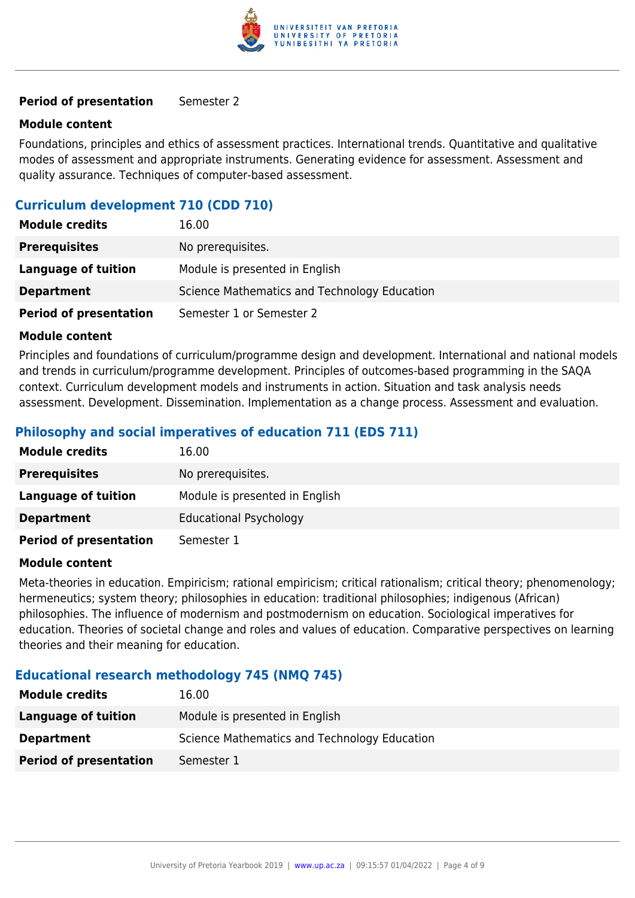| | |
|---|---|
| **Period of presentation** | Semester 2 |

**Module content**

Foundations, principles and ethics of assessment practices. International trends. Quantitative and qualitative modes of assessment and appropriate instruments. Generating evidence for assessment. Assessment and quality assurance. Techniques of computer-based assessment.

### Curriculum development 710 (CDD 710)

| | |
|---|---|
| **Module credits** | 16.00 |
| **Prerequisites** | No prerequisites. |
| **Language of tuition** | Module is presented in English |
| **Department** | Science Mathematics and Technology Education |
| **Period of presentation** | Semester 1 or Semester 2 |

**Module content**

Principles and foundations of curriculum/programme design and development. International and national models and trends in curriculum/programme development. Principles of outcomes-based programming in the SAQA context. Curriculum development models and instruments in action. Situation and task analysis needs assessment. Development. Dissemination. Implementation as a change process. Assessment and evaluation.

### Philosophy and social imperatives of education 711 (EDS 711)

| | |
|---|---|
| **Module credits** | 16.00 |
| **Prerequisites** | No prerequisites. |
| **Language of tuition** | Module is presented in English |
| **Department** | Educational Psychology |
| **Period of presentation** | Semester 1 |

**Module content**

Meta-theories in education. Empiricism; rational empiricism; critical rationalism; critical theory; phenomenology; hermeneutics; system theory; philosophies in education: traditional philosophies; indigenous (African) philosophies. The influence of modernism and postmodernism on education. Sociological imperatives for education. Theories of societal change and roles and values of education. Comparative perspectives on learning theories and their meaning for education.

### Educational research methodology 745 (NMQ 745)

| | |
|---|---|
| **Module credits** | 16.00 |
| **Language of tuition** | Module is presented in English |
| **Department** | Science Mathematics and Technology Education |
| **Period of presentation** | Semester 1 |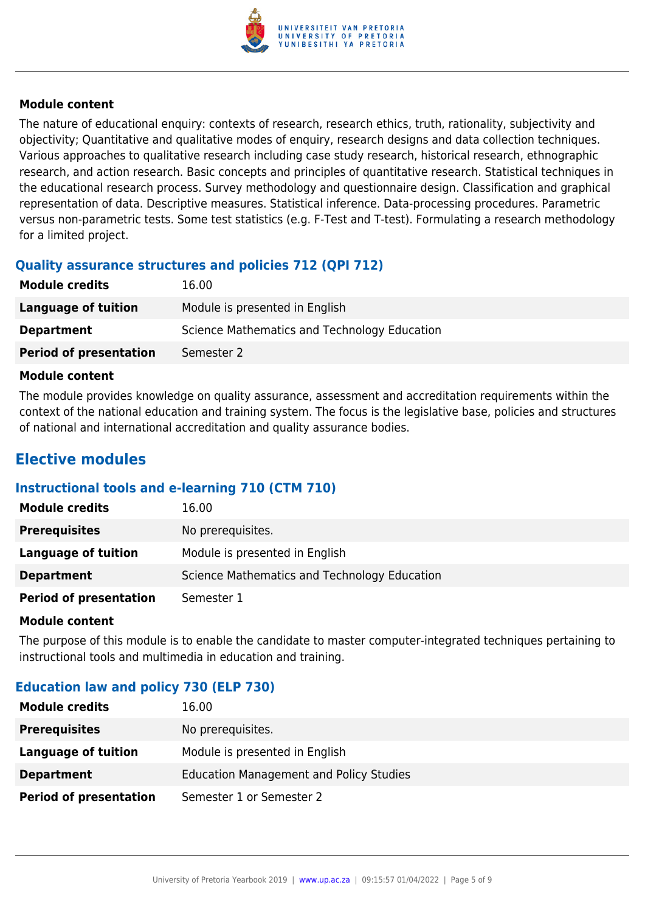**Module content**

The nature of educational enquiry: contexts of research, research ethics, truth, rationality, subjectivity and objectivity; Quantitative and qualitative modes of enquiry, research designs and data collection techniques. Various approaches to qualitative research including case study research, historical research, ethnographic research, and action research. Basic concepts and principles of quantitative research. Statistical techniques in the educational research process. Survey methodology and questionnaire design. Classification and graphical representation of data. Descriptive measures. Statistical inference. Data-processing procedures. Parametric versus non-parametric tests. Some test statistics (e.g. F-Test and T-test). Formulating a research methodology for a limited project.

### Quality assurance structures and policies 712 (QPI 712)

| | |
|---|---|
| **Module credits** | 16.00 |
| **Language of tuition** | Module is presented in English |
| **Department** | Science Mathematics and Technology Education |
| **Period of presentation** | Semester 2 |

**Module content**

The module provides knowledge on quality assurance, assessment and accreditation requirements within the context of the national education and training system. The focus is the legislative base, policies and structures of national and international accreditation and quality assurance bodies.

## Elective modules

### Instructional tools and e-learning 710 (CTM 710)

| | |
|---|---|
| **Module credits** | 16.00 |
| **Prerequisites** | No prerequisites. |
| **Language of tuition** | Module is presented in English |
| **Department** | Science Mathematics and Technology Education |
| **Period of presentation** | Semester 1 |

**Module content**

The purpose of this module is to enable the candidate to master computer-integrated techniques pertaining to instructional tools and multimedia in education and training.

### Education law and policy 730 (ELP 730)

| | |
|---|---|
| **Module credits** | 16.00 |
| **Prerequisites** | No prerequisites. |
| **Language of tuition** | Module is presented in English |
| **Department** | Education Management and Policy Studies |
| **Period of presentation** | Semester 1 or Semester 2 |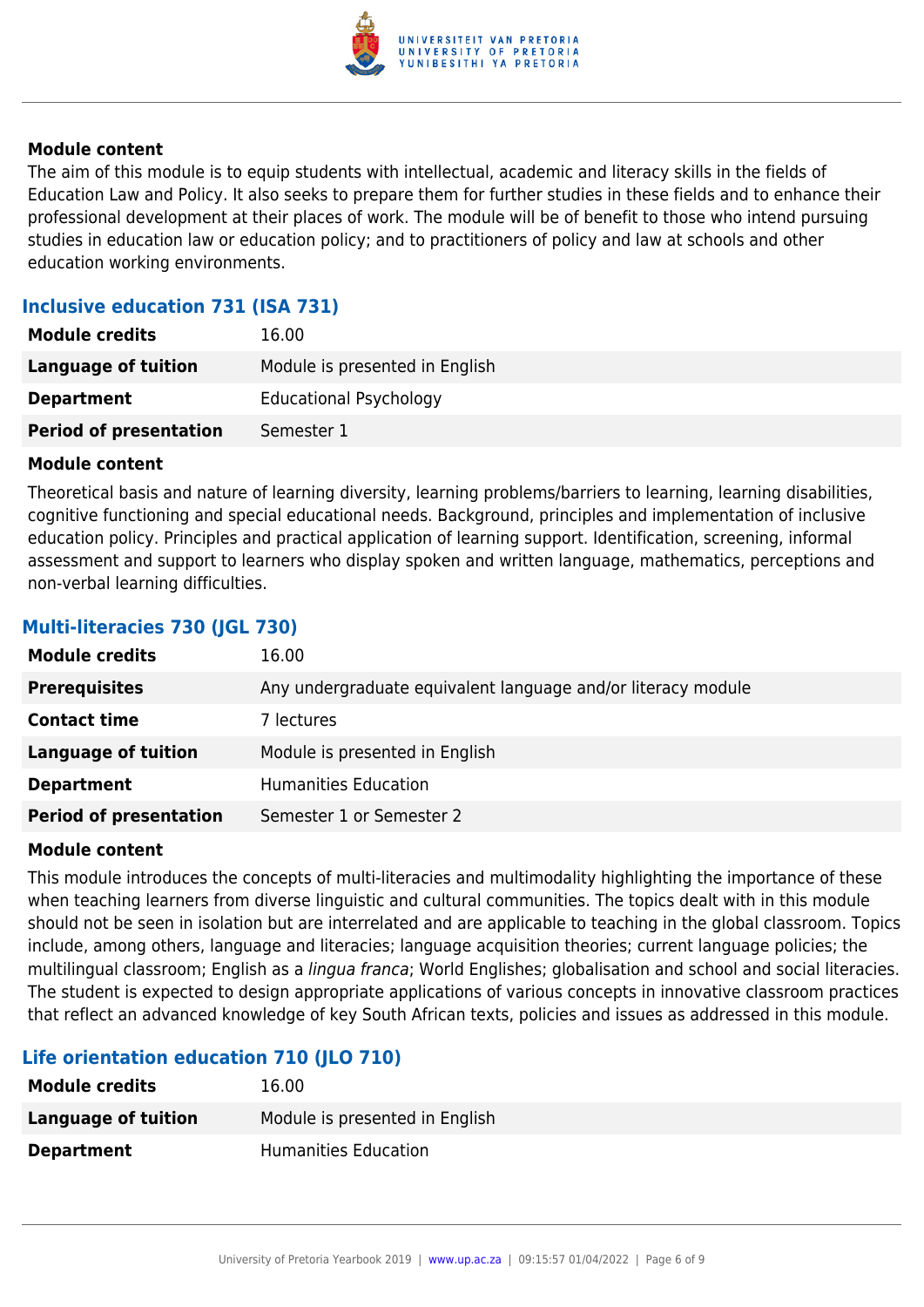#### Module content

The aim of this module is to equip students with intellectual, academic and literacy skills in the fields of Education Law and Policy. It also seeks to prepare them for further studies in these fields and to enhance their professional development at their places of work. The module will be of benefit to those who intend pursuing studies in education law or education policy; and to practitioners of policy and law at schools and other education working environments.

### Inclusive education 731 (ISA 731)

| | |
|---|---|
| **Module credits** | 16.00 |
| **Language of tuition** | Module is presented in English |
| **Department** | Educational Psychology |
| **Period of presentation** | Semester 1 |

#### Module content

Theoretical basis and nature of learning diversity, learning problems/barriers to learning, learning disabilities, cognitive functioning and special educational needs. Background, principles and implementation of inclusive education policy. Principles and practical application of learning support. Identification, screening, informal assessment and support to learners who display spoken and written language, mathematics, perceptions and non-verbal learning difficulties.

### Multi-literacies 730 (JGL 730)

| | |
|---|---|
| **Module credits** | 16.00 |
| **Prerequisites** | Any undergraduate equivalent language and/or literacy module |
| **Contact time** | 7 lectures |
| **Language of tuition** | Module is presented in English |
| **Department** | Humanities Education |
| **Period of presentation** | Semester 1 or Semester 2 |

#### Module content

This module introduces the concepts of multi-literacies and multimodality highlighting the importance of these when teaching learners from diverse linguistic and cultural communities. The topics dealt with in this module should not be seen in isolation but are interrelated and are applicable to teaching in the global classroom. Topics include, among others, language and literacies; language acquisition theories; current language policies; the multilingual classroom; English as a *lingua franca*; World Englishes; globalisation and school and social literacies. The student is expected to design appropriate applications of various concepts in innovative classroom practices that reflect an advanced knowledge of key South African texts, policies and issues as addressed in this module.

### Life orientation education 710 (JLO 710)

| | |
|---|---|
| **Module credits** | 16.00 |
| **Language of tuition** | Module is presented in English |
| **Department** | Humanities Education |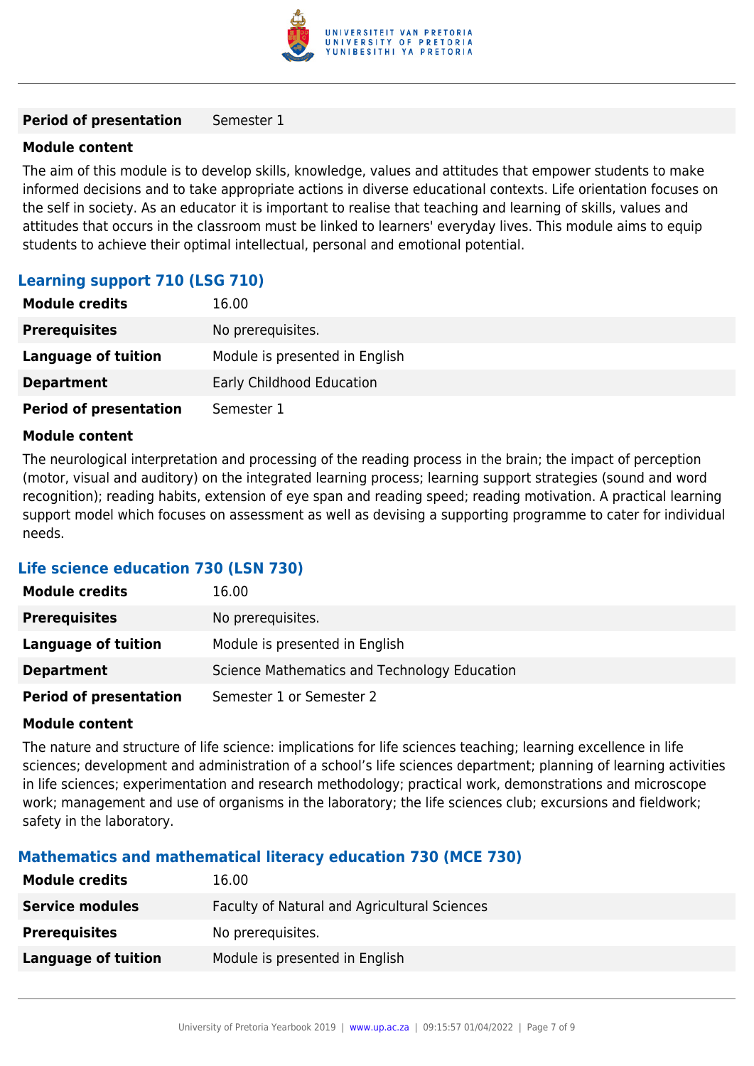| | |
|---|---|
| **Period of presentation** | Semester 1 |

**Module content**

The aim of this module is to develop skills, knowledge, values and attitudes that empower students to make informed decisions and to take appropriate actions in diverse educational contexts. Life orientation focuses on the self in society. As an educator it is important to realise that teaching and learning of skills, values and attitudes that occurs in the classroom must be linked to learners' everyday lives. This module aims to equip students to achieve their optimal intellectual, personal and emotional potential.

### Learning support 710 (LSG 710)

| | |
|---|---|
| **Module credits** | 16.00 |
| **Prerequisites** | No prerequisites. |
| **Language of tuition** | Module is presented in English |
| **Department** | Early Childhood Education |
| **Period of presentation** | Semester 1 |

**Module content**

The neurological interpretation and processing of the reading process in the brain; the impact of perception (motor, visual and auditory) on the integrated learning process; learning support strategies (sound and word recognition); reading habits, extension of eye span and reading speed; reading motivation. A practical learning support model which focuses on assessment as well as devising a supporting programme to cater for individual needs.

### Life science education 730 (LSN 730)

| | |
|---|---|
| **Module credits** | 16.00 |
| **Prerequisites** | No prerequisites. |
| **Language of tuition** | Module is presented in English |
| **Department** | Science Mathematics and Technology Education |
| **Period of presentation** | Semester 1 or Semester 2 |

**Module content**

The nature and structure of life science: implications for life sciences teaching; learning excellence in life sciences; development and administration of a school's life sciences department; planning of learning activities in life sciences; experimentation and research methodology; practical work, demonstrations and microscope work; management and use of organisms in the laboratory; the life sciences club; excursions and fieldwork; safety in the laboratory.

### Mathematics and mathematical literacy education 730 (MCE 730)

| | |
|---|---|
| **Module credits** | 16.00 |
| **Service modules** | Faculty of Natural and Agricultural Sciences |
| **Prerequisites** | No prerequisites. |
| **Language of tuition** | Module is presented in English |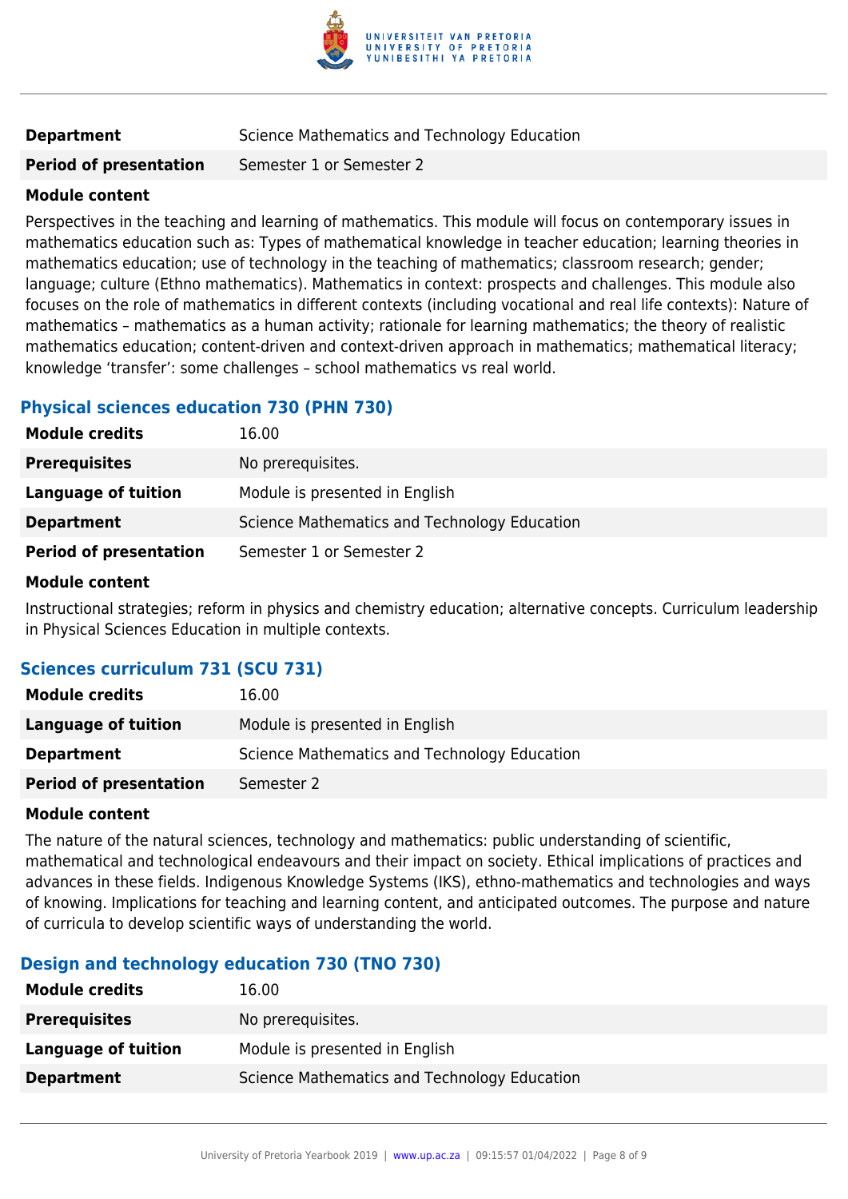| | |
|---|---|
| **Department** | Science Mathematics and Technology Education |
| **Period of presentation** | Semester 1 or Semester 2 |

**Module content**

Perspectives in the teaching and learning of mathematics. This module will focus on contemporary issues in mathematics education such as: Types of mathematical knowledge in teacher education; learning theories in mathematics education; use of technology in the teaching of mathematics; classroom research; gender; language; culture (Ethno mathematics). Mathematics in context: prospects and challenges. This module also focuses on the role of mathematics in different contexts (including vocational and real life contexts): Nature of mathematics – mathematics as a human activity; rationale for learning mathematics; the theory of realistic mathematics education; content-driven and context-driven approach in mathematics; mathematical literacy; knowledge 'transfer': some challenges – school mathematics vs real world.

## Physical sciences education 730 (PHN 730)

| | |
|---|---|
| **Module credits** | 16.00 |
| **Prerequisites** | No prerequisites. |
| **Language of tuition** | Module is presented in English |
| **Department** | Science Mathematics and Technology Education |
| **Period of presentation** | Semester 1 or Semester 2 |

**Module content**

Instructional strategies; reform in physics and chemistry education; alternative concepts. Curriculum leadership in Physical Sciences Education in multiple contexts.

## Sciences curriculum 731 (SCU 731)

| | |
|---|---|
| **Module credits** | 16.00 |
| **Language of tuition** | Module is presented in English |
| **Department** | Science Mathematics and Technology Education |
| **Period of presentation** | Semester 2 |

**Module content**

The nature of the natural sciences, technology and mathematics: public understanding of scientific, mathematical and technological endeavours and their impact on society. Ethical implications of practices and advances in these fields. Indigenous Knowledge Systems (IKS), ethno-mathematics and technologies and ways of knowing. Implications for teaching and learning content, and anticipated outcomes. The purpose and nature of curricula to develop scientific ways of understanding the world.

## Design and technology education 730 (TNO 730)

| | |
|---|---|
| **Module credits** | 16.00 |
| **Prerequisites** | No prerequisites. |
| **Language of tuition** | Module is presented in English |
| **Department** | Science Mathematics and Technology Education |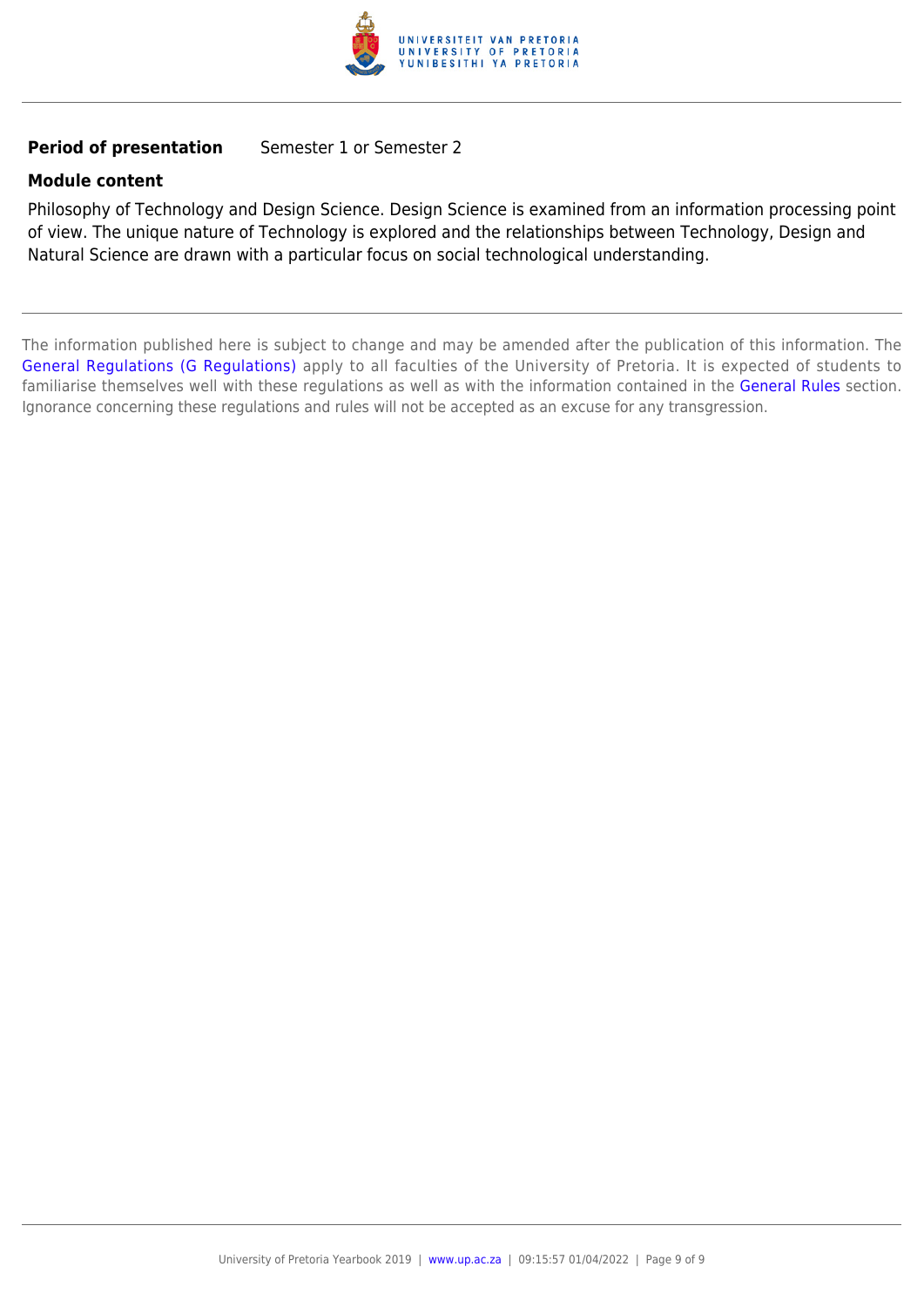**Period of presentation** Semester 1 or Semester 2

**Module content**

Philosophy of Technology and Design Science. Design Science is examined from an information processing point of view. The unique nature of Technology is explored and the relationships between Technology, Design and Natural Science are drawn with a particular focus on social technological understanding.

---

The information published here is subject to change and may be amended after the publication of this information. The General Regulations (G Regulations) apply to all faculties of the University of Pretoria. It is expected of students to familiarise themselves well with these regulations as well as with the information contained in the General Rules section. Ignorance concerning these regulations and rules will not be accepted as an excuse for any transgression.